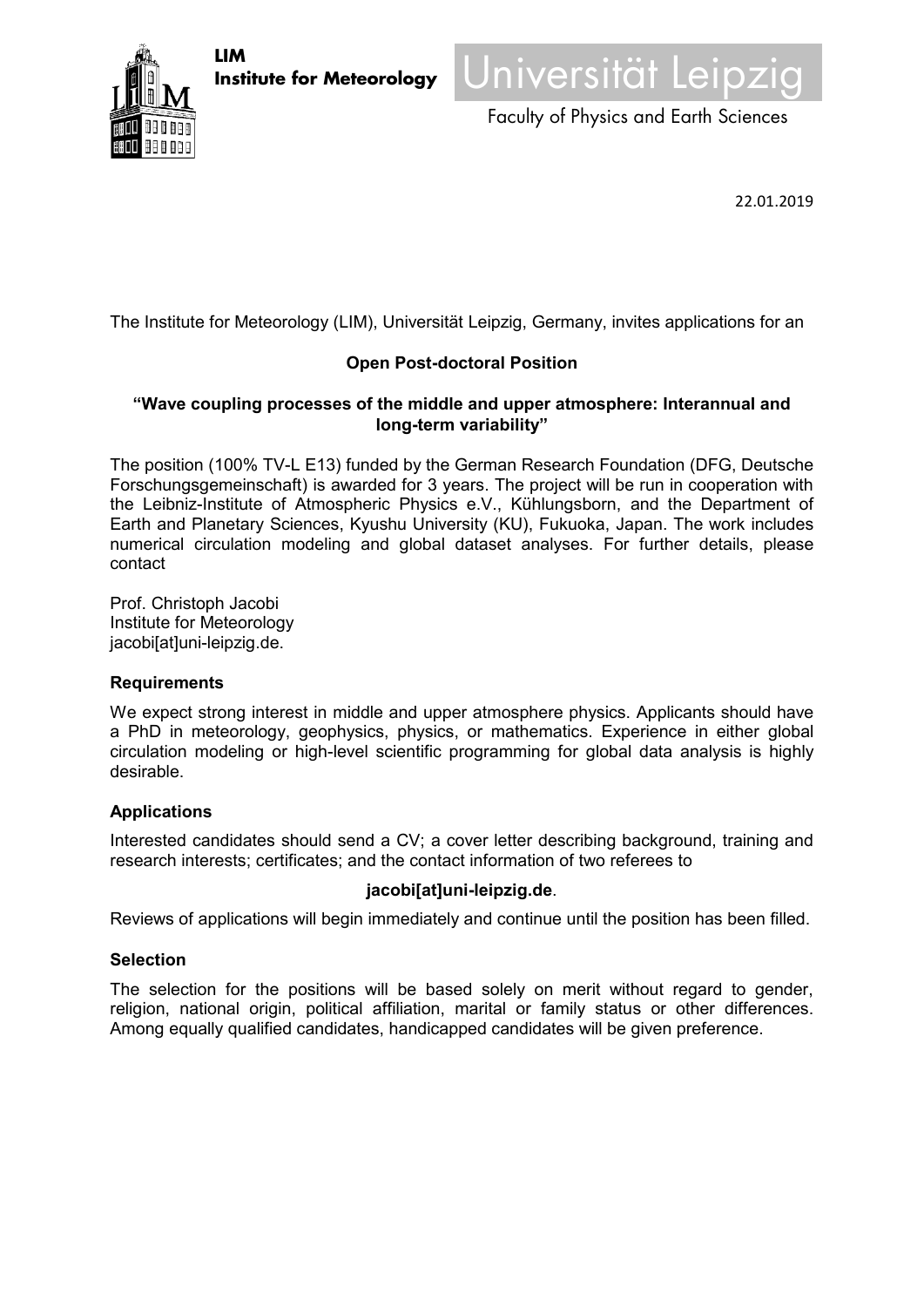**LIM**
**Institute for Meteorology**

Universität Leipzig

Faculty of Physics and Earth Sciences

22.01.2019

The Institute for Meteorology (LIM), Universität Leipzig, Germany, invites applications for an

**Open Post-doctoral Position**

**“Wave coupling processes of the middle and upper atmosphere: Interannual and long-term variability”**

The position (100% TV-L E13) funded by the German Research Foundation (DFG, Deutsche Forschungsgemeinschaft) is awarded for 3 years. The project will be run in cooperation with the Leibniz-Institute of Atmospheric Physics e.V., Kühlungsborn, and the Department of Earth and Planetary Sciences, Kyushu University (KU), Fukuoka, Japan. The work includes numerical circulation modeling and global dataset analyses. For further details, please contact

Prof. Christoph Jacobi
Institute for Meteorology
jacobi[at]uni-leipzig.de.

### Requirements

We expect strong interest in middle and upper atmosphere physics. Applicants should have a PhD in meteorology, geophysics, physics, or mathematics. Experience in either global circulation modeling or high-level scientific programming for global data analysis is highly desirable.

### Applications

Interested candidates should send a CV; a cover letter describing background, training and research interests; certificates; and the contact information of two referees to

**jacobi[at]uni-leipzig.de**.

Reviews of applications will begin immediately and continue until the position has been filled.

### Selection

The selection for the positions will be based solely on merit without regard to gender, religion, national origin, political affiliation, marital or family status or other differences. Among equally qualified candidates, handicapped candidates will be given preference.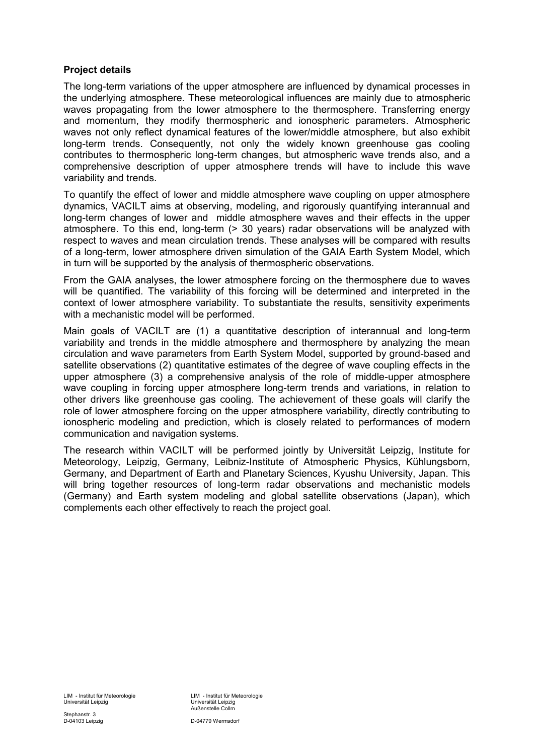**Project details**

The long-term variations of the upper atmosphere are influenced by dynamical processes in the underlying atmosphere. These meteorological influences are mainly due to atmospheric waves propagating from the lower atmosphere to the thermosphere. Transferring energy and momentum, they modify thermospheric and ionospheric parameters. Atmospheric waves not only reflect dynamical features of the lower/middle atmosphere, but also exhibit long-term trends. Consequently, not only the widely known greenhouse gas cooling contributes to thermospheric long-term changes, but atmospheric wave trends also, and a comprehensive description of upper atmosphere trends will have to include this wave variability and trends.

To quantify the effect of lower and middle atmosphere wave coupling on upper atmosphere dynamics, VACILT aims at observing, modeling, and rigorously quantifying interannual and long-term changes of lower and middle atmosphere waves and their effects in the upper atmosphere. To this end, long-term (> 30 years) radar observations will be analyzed with respect to waves and mean circulation trends. These analyses will be compared with results of a long-term, lower atmosphere driven simulation of the GAIA Earth System Model, which in turn will be supported by the analysis of thermospheric observations.

From the GAIA analyses, the lower atmosphere forcing on the thermosphere due to waves will be quantified. The variability of this forcing will be determined and interpreted in the context of lower atmosphere variability. To substantiate the results, sensitivity experiments with a mechanistic model will be performed.

Main goals of VACILT are (1) a quantitative description of interannual and long-term variability and trends in the middle atmosphere and thermosphere by analyzing the mean circulation and wave parameters from Earth System Model, supported by ground-based and satellite observations (2) quantitative estimates of the degree of wave coupling effects in the upper atmosphere (3) a comprehensive analysis of the role of middle-upper atmosphere wave coupling in forcing upper atmosphere long-term trends and variations, in relation to other drivers like greenhouse gas cooling. The achievement of these goals will clarify the role of lower atmosphere forcing on the upper atmosphere variability, directly contributing to ionospheric modeling and prediction, which is closely related to performances of modern communication and navigation systems.

The research within VACILT will be performed jointly by Universität Leipzig, Institute for Meteorology, Leipzig, Germany, Leibniz-Institute of Atmospheric Physics, Kühlungsborn, Germany, and Department of Earth and Planetary Sciences, Kyushu University, Japan. This will bring together resources of long-term radar observations and mechanistic models (Germany) and Earth system modeling and global satellite observations (Japan), which complements each other effectively to reach the project goal.